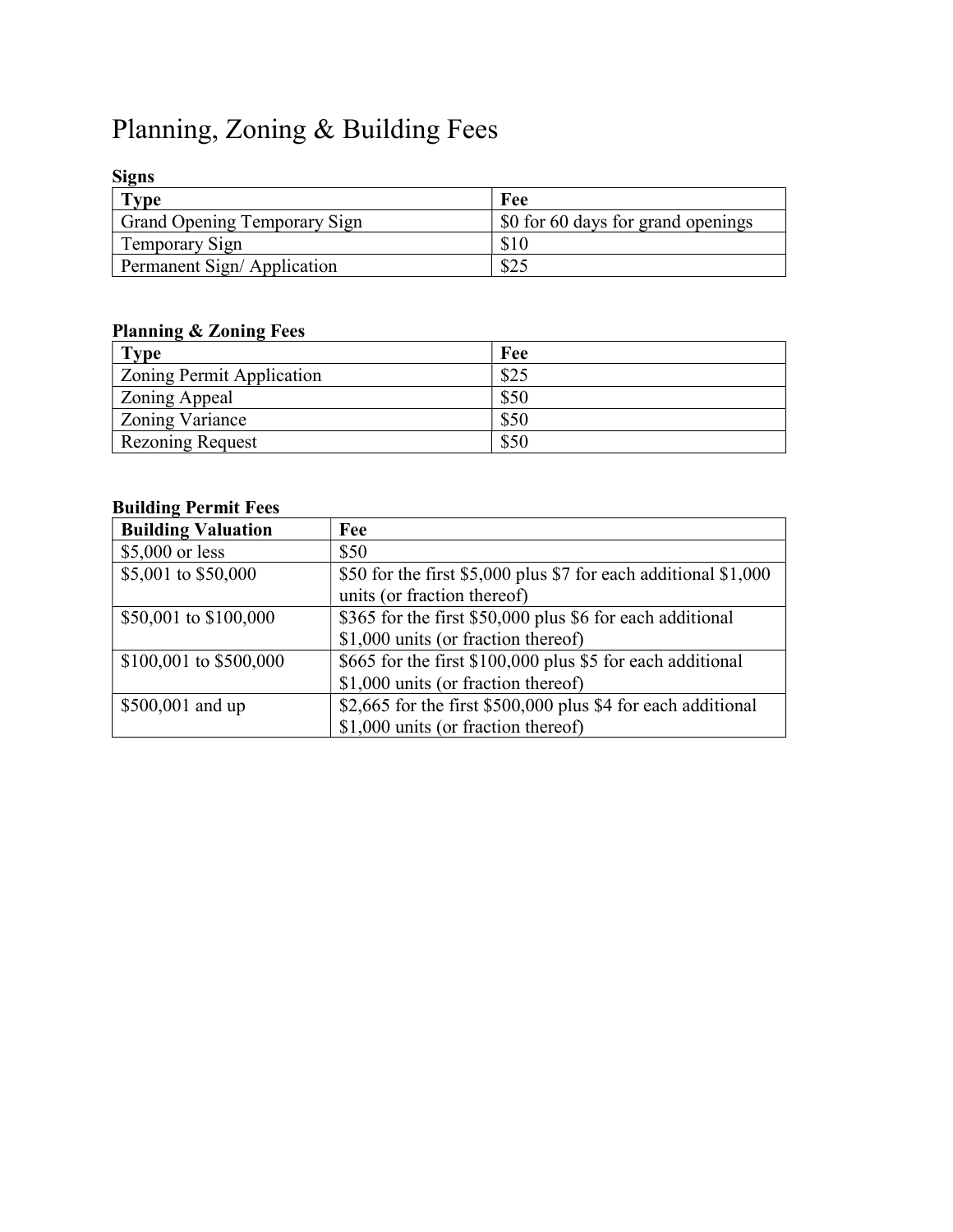# Planning, Zoning & Building Fees

**Signs**

| Type | Fee |
|---|---|
| Grand Opening Temporary Sign | $0 for 60 days for grand openings |
| Temporary Sign | $10 |
| Permanent Sign/ Application | $25 |

**Planning & Zoning Fees**

| Type | Fee |
|---|---|
| Zoning Permit Application | $25 |
| Zoning Appeal | $50 |
| Zoning Variance | $50 |
| Rezoning Request | $50 |

**Building Permit Fees**

| Building Valuation | Fee |
|---|---|
| $5,000 or less | $50 |
| $5,001 to $50,000 | $50 for the first $5,000 plus $7 for each additional $1,000 units (or fraction thereof) |
| $50,001 to $100,000 | $365 for the first $50,000 plus $6 for each additional $1,000 units (or fraction thereof) |
| $100,001 to $500,000 | $665 for the first $100,000 plus $5 for each additional $1,000 units (or fraction thereof) |
| $500,001 and up | $2,665 for the first $500,000 plus $4 for each additional $1,000 units (or fraction thereof) |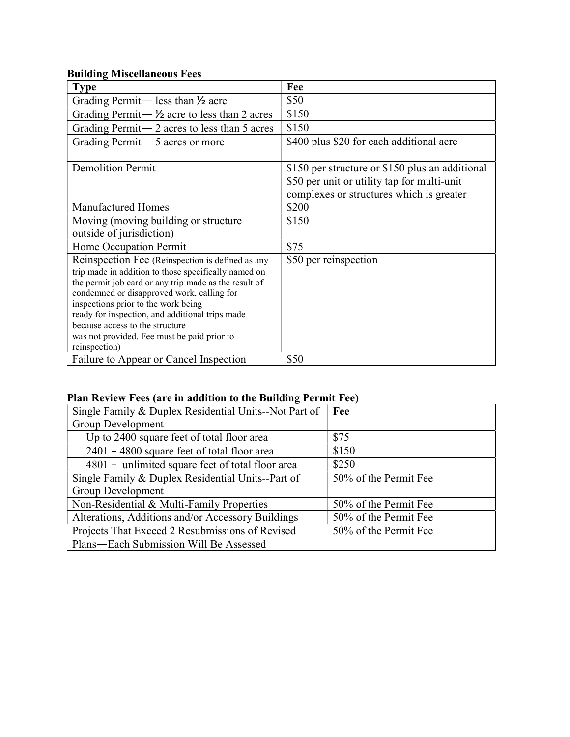**Building Miscellaneous Fees**

| Type | Fee |
|---|---|
| Grading Permit— less than ½ acre | $50 |
| Grading Permit— ½ acre to less than 2 acres | $150 |
| Grading Permit— 2 acres to less than 5 acres | $150 |
| Grading Permit— 5 acres or more | $400 plus $20 for each additional acre |
| | |
| Demolition Permit | $150 per structure or $150 plus an additional $50 per unit or utility tap for multi-unit complexes or structures which is greater |
| Manufactured Homes | $200 |
| Moving (moving building or structure outside of jurisdiction) | $150 |
| Home Occupation Permit | $75 |
| Reinspection Fee (Reinspection is defined as any trip made in addition to those specifically named on the permit job card or any trip made as the result of condemned or disapproved work, calling for inspections prior to the work being ready for inspection, and additional trips made because access to the structure was not provided. Fee must be paid prior to reinspection) | $50 per reinspection |
| Failure to Appear or Cancel Inspection | $50 |

**Plan Review Fees (are in addition to the Building Permit Fee)**

| Single Family & Duplex Residential Units--Not Part of Group Development | Fee |
|---|---|
| Up to 2400 square feet of total floor area | $75 |
| 2401 – 4800 square feet of total floor area | $150 |
| 4801 – unlimited square feet of total floor area | $250 |
| Single Family & Duplex Residential Units--Part of Group Development | 50% of the Permit Fee |
| Non-Residential & Multi-Family Properties | 50% of the Permit Fee |
| Alterations, Additions and/or Accessory Buildings | 50% of the Permit Fee |
| Projects That Exceed 2 Resubmissions of Revised Plans—Each Submission Will Be Assessed | 50% of the Permit Fee |